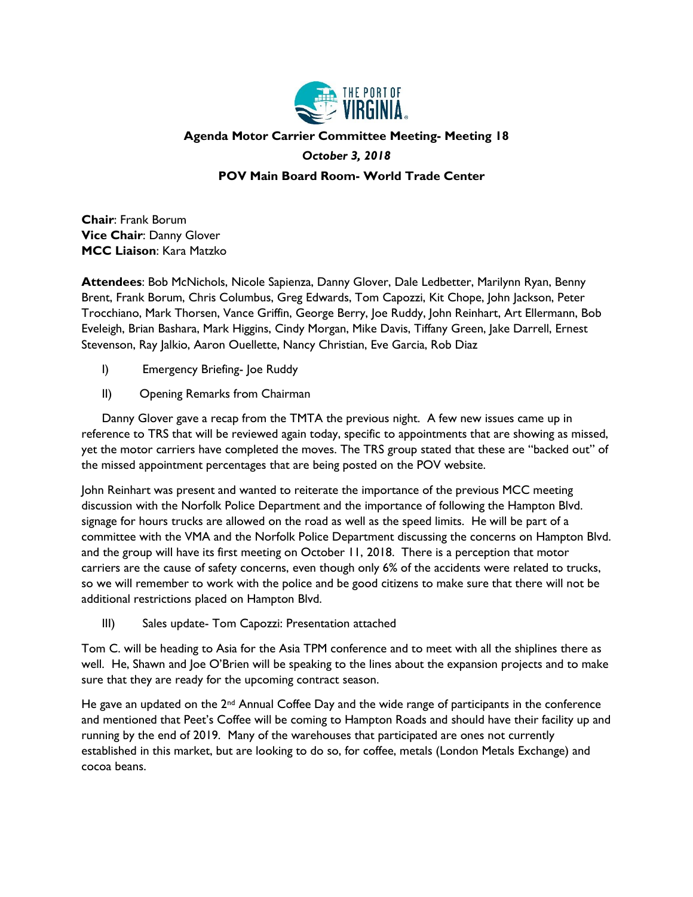**Agenda Motor Carrier Committee Meeting- Meeting 18**

***October 3, 2018***

**POV Main Board Room- World Trade Center**

**Chair**: Frank Borum
**Vice Chair**: Danny Glover
**MCC Liaison**: Kara Matzko

**Attendees**: Bob McNichols, Nicole Sapienza, Danny Glover, Dale Ledbetter, Marilynn Ryan, Benny Brent, Frank Borum, Chris Columbus, Greg Edwards, Tom Capozzi, Kit Chope, John Jackson, Peter Trocchiano, Mark Thorsen, Vance Griffin, George Berry, Joe Ruddy, John Reinhart, Art Ellermann, Bob Eveleigh, Brian Bashara, Mark Higgins, Cindy Morgan, Mike Davis, Tiffany Green, Jake Darrell, Ernest Stevenson, Ray Jalkio, Aaron Ouellette, Nancy Christian, Eve Garcia, Rob Diaz

I) Emergency Briefing- Joe Ruddy

II) Opening Remarks from Chairman

Danny Glover gave a recap from the TMTA the previous night. A few new issues came up in reference to TRS that will be reviewed again today, specific to appointments that are showing as missed, yet the motor carriers have completed the moves. The TRS group stated that these are "backed out" of the missed appointment percentages that are being posted on the POV website.

John Reinhart was present and wanted to reiterate the importance of the previous MCC meeting discussion with the Norfolk Police Department and the importance of following the Hampton Blvd. signage for hours trucks are allowed on the road as well as the speed limits. He will be part of a committee with the VMA and the Norfolk Police Department discussing the concerns on Hampton Blvd. and the group will have its first meeting on October 11, 2018. There is a perception that motor carriers are the cause of safety concerns, even though only 6% of the accidents were related to trucks, so we will remember to work with the police and be good citizens to make sure that there will not be additional restrictions placed on Hampton Blvd.

III) Sales update- Tom Capozzi: Presentation attached

Tom C. will be heading to Asia for the Asia TPM conference and to meet with all the shiplines there as well. He, Shawn and Joe O'Brien will be speaking to the lines about the expansion projects and to make sure that they are ready for the upcoming contract season.

He gave an updated on the 2nd Annual Coffee Day and the wide range of participants in the conference and mentioned that Peet's Coffee will be coming to Hampton Roads and should have their facility up and running by the end of 2019. Many of the warehouses that participated are ones not currently established in this market, but are looking to do so, for coffee, metals (London Metals Exchange) and cocoa beans.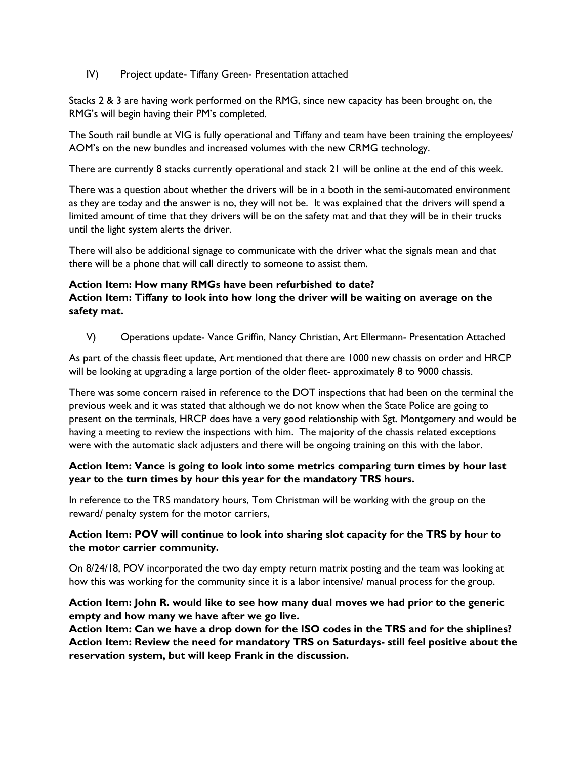IV) Project update- Tiffany Green- Presentation attached

Stacks 2 & 3 are having work performed on the RMG, since new capacity has been brought on, the RMG's will begin having their PM's completed.

The South rail bundle at VIG is fully operational and Tiffany and team have been training the employees/ AOM's on the new bundles and increased volumes with the new CRMG technology.

There are currently 8 stacks currently operational and stack 21 will be online at the end of this week.

There was a question about whether the drivers will be in a booth in the semi-automated environment as they are today and the answer is no, they will not be. It was explained that the drivers will spend a limited amount of time that they drivers will be on the safety mat and that they will be in their trucks until the light system alerts the driver.

There will also be additional signage to communicate with the driver what the signals mean and that there will be a phone that will call directly to someone to assist them.

**Action Item: How many RMGs have been refurbished to date?**
**Action Item: Tiffany to look into how long the driver will be waiting on average on the safety mat.**

V) Operations update- Vance Griffin, Nancy Christian, Art Ellermann- Presentation Attached

As part of the chassis fleet update, Art mentioned that there are 1000 new chassis on order and HRCP will be looking at upgrading a large portion of the older fleet- approximately 8 to 9000 chassis.

There was some concern raised in reference to the DOT inspections that had been on the terminal the previous week and it was stated that although we do not know when the State Police are going to present on the terminals, HRCP does have a very good relationship with Sgt. Montgomery and would be having a meeting to review the inspections with him. The majority of the chassis related exceptions were with the automatic slack adjusters and there will be ongoing training on this with the labor.

**Action Item: Vance is going to look into some metrics comparing turn times by hour last year to the turn times by hour this year for the mandatory TRS hours.**

In reference to the TRS mandatory hours, Tom Christman will be working with the group on the reward/ penalty system for the motor carriers,

**Action Item: POV will continue to look into sharing slot capacity for the TRS by hour to the motor carrier community.**

On 8/24/18, POV incorporated the two day empty return matrix posting and the team was looking at how this was working for the community since it is a labor intensive/ manual process for the group.

**Action Item: John R. would like to see how many dual moves we had prior to the generic empty and how many we have after we go live.**
**Action Item: Can we have a drop down for the ISO codes in the TRS and for the shiplines?**
**Action Item: Review the need for mandatory TRS on Saturdays- still feel positive about the reservation system, but will keep Frank in the discussion.**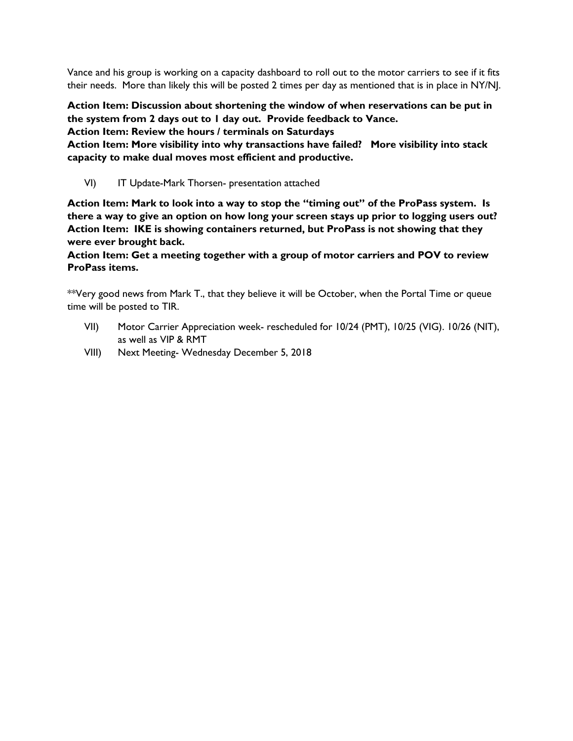Vance and his group is working on a capacity dashboard to roll out to the motor carriers to see if it fits their needs. More than likely this will be posted 2 times per day as mentioned that is in place in NY/NJ.

**Action Item: Discussion about shortening the window of when reservations can be put in the system from 2 days out to 1 day out. Provide feedback to Vance.**
**Action Item: Review the hours / terminals on Saturdays**
**Action Item: More visibility into why transactions have failed? More visibility into stack capacity to make dual moves most efficient and productive.**

VI) IT Update-Mark Thorsen- presentation attached

**Action Item: Mark to look into a way to stop the "timing out" of the ProPass system. Is there a way to give an option on how long your screen stays up prior to logging users out?**
**Action Item: IKE is showing containers returned, but ProPass is not showing that they were ever brought back.**
**Action Item: Get a meeting together with a group of motor carriers and POV to review ProPass items.**

**Very good news from Mark T., that they believe it will be October, when the Portal Time or queue time will be posted to TIR.

VII) Motor Carrier Appreciation week- rescheduled for 10/24 (PMT), 10/25 (VIG). 10/26 (NIT), as well as VIP & RMT

VIII) Next Meeting- Wednesday December 5, 2018